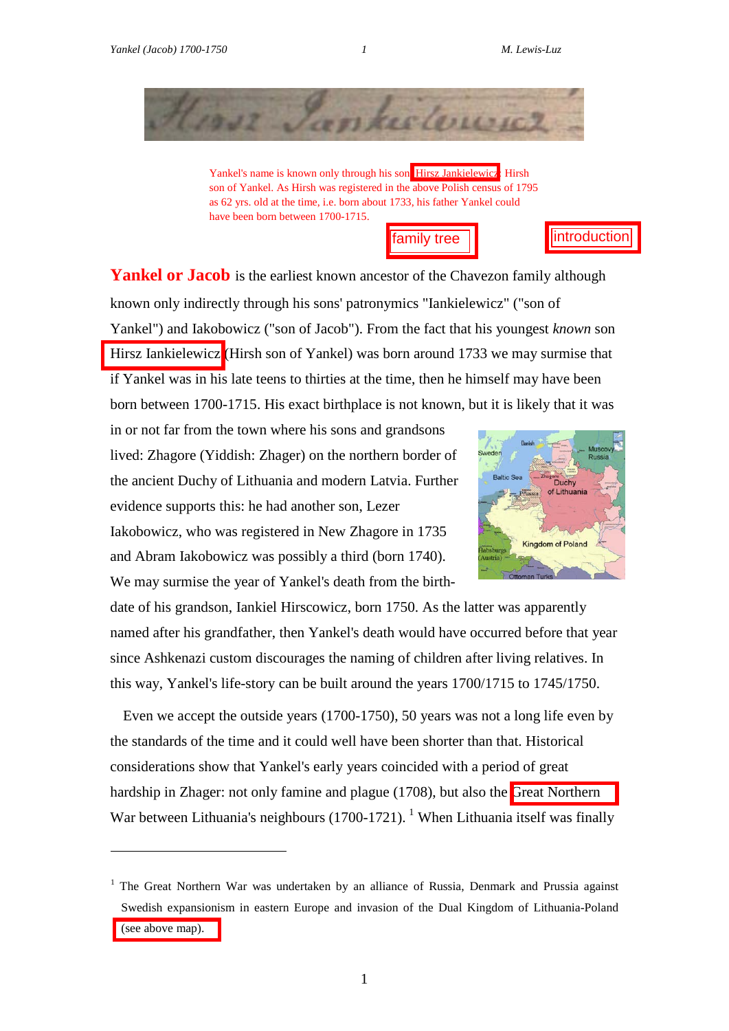Yankel's name is known only through his son Hirsz Jankielewicz: Hirsh son of Yankel. As Hirsh was registered in the above Polish census of 1795 as 62 yrs. old at the time, i.e. born about 1733, his father Yankel could have been born between 1700-1715.

family tree | introduction

**Yankel or Jacob** is the earliest known ancestor of the Chavezon family although known only indirectly through his sons' patronymics "Iankielewicz" ("son of Yankel") and Iakobowicz ("son of Jacob"). From the fact that his youngest *known* son Hirsz Iankielewicz (Hirsh son of Yankel) was born around 1733 we may surmise that if Yankel was in his late teens to thirties at the time, then he himself may have been born between 1700-1715. His exact birthplace is not known, but it is likely that it was in or not far from the town where his sons and grandsons lived: Zhagore (Yiddish: Zhager) on the northern border of the ancient Duchy of Lithuania and modern Latvia. Further evidence supports this: he had another son, Lezer Iakobowicz, who was registered in New Zhagore in 1735 and Abram Iakobowicz was possibly a third (born 1740). We may surmise the year of Yankel's death from the birth-date of his grandson, Iankiel Hirscowicz, born 1750. As the latter was apparently named after his grandfather, then Yankel's death would have occurred before that year since Ashkenazi custom discourages the naming of children after living relatives. In this way, Yankel's life-story can be built around the years 1700/1715 to 1745/1750.

Even we accept the outside years (1700-1750), 50 years was not a long life even by the standards of the time and it could well have been shorter than that. Historical considerations show that Yankel's early years coincided with a period of great hardship in Zhager: not only famine and plague (1708), but also the Great Northern War between Lithuania's neighbours (1700-1721).[1] When Lithuania itself was finally

---

[1] The Great Northern War was undertaken by an alliance of Russia, Denmark and Prussia against Swedish expansionism in eastern Europe and invasion of the Dual Kingdom of Lithuania-Poland (see above map).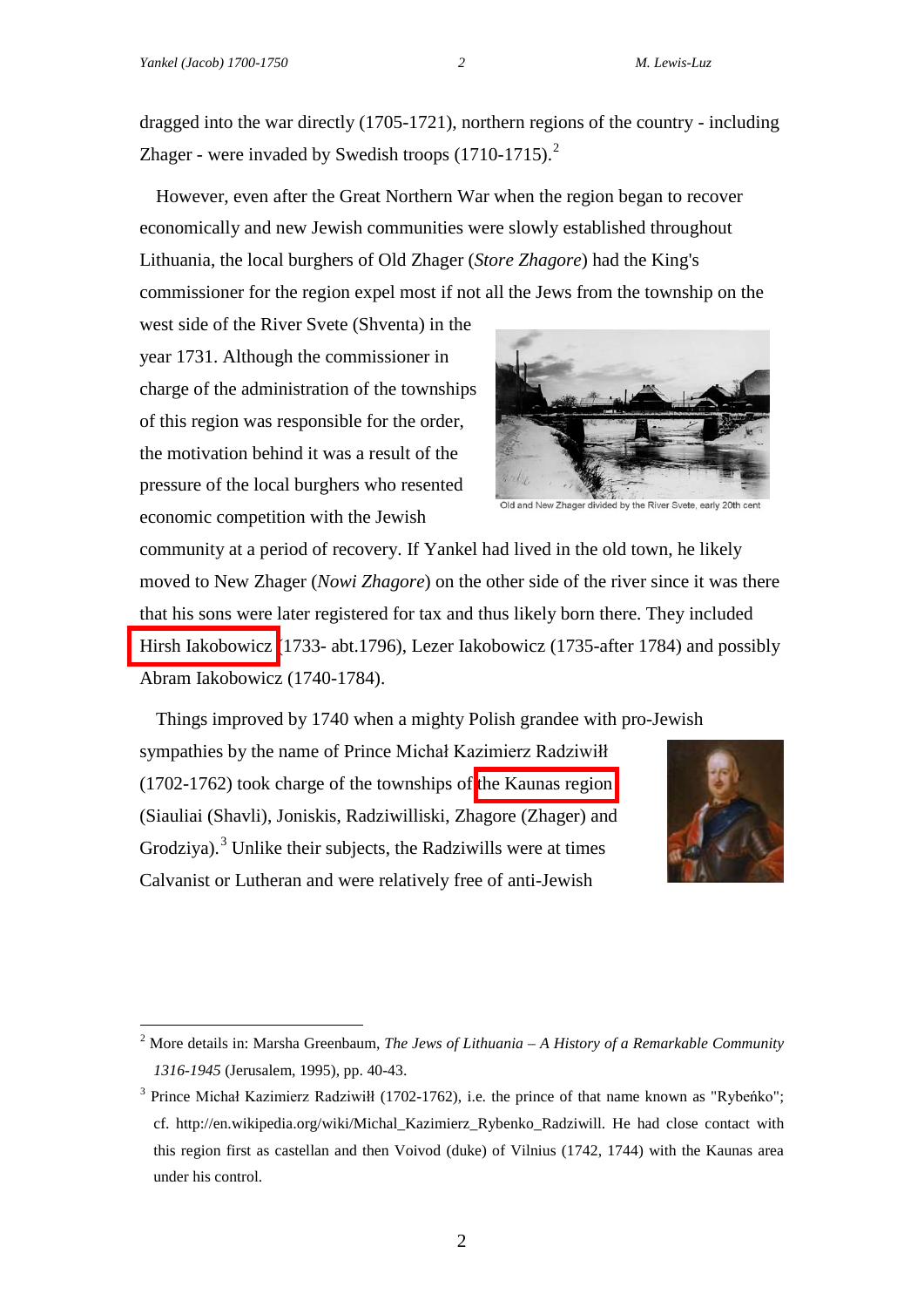dragged into the war directly (1705-1721), northern regions of the country - including Zhager - were invaded by Swedish troops (1710-1715).[2]

However, even after the Great Northern War when the region began to recover economically and new Jewish communities were slowly established throughout Lithuania, the local burghers of Old Zhager (*Store Zhagore*) had the King's commissioner for the region expel most if not all the Jews from the township on the west side of the River Svete (Shventa) in the year 1731. Although the commissioner in charge of the administration of the townships of this region was responsible for the order, the motivation behind it was a result of the pressure of the local burghers who resented economic competition with the Jewish community at a period of recovery. If Yankel had lived in the old town, he likely moved to New Zhager (*Nowi Zhagore*) on the other side of the river since it was there that his sons were later registered for tax and thus likely born there. They included Hirsh Iakobowicz (1733- abt.1796), Lezer Iakobowicz (1735-after 1784) and possibly Abram Iakobowicz (1740-1784).

Old and New Zhager divided by the River Svete, early 20th cent

Things improved by 1740 when a mighty Polish grandee with pro-Jewish sympathies by the name of Prince Michał Kazimierz Radziwiłł (1702-1762) took charge of the townships of the Kaunas region (Siauliai (Shavli), Joniskis, Radziwilliski, Zhagore (Zhager) and Grodziya).[3] Unlike their subjects, the Radziwills were at times Calvanist or Lutheran and were relatively free of anti-Jewish

---

[2] More details in: Marsha Greenbaum, *The Jews of Lithuania – A History of a Remarkable Community 1316-1945* (Jerusalem, 1995), pp. 40-43.

[3] Prince Michał Kazimierz Radziwiłł (1702-1762), i.e. the prince of that name known as "Rybeńko"; cf. http://en.wikipedia.org/wiki/Michal_Kazimierz_Rybenko_Radziwill. He had close contact with this region first as castellan and then Voivod (duke) of Vilnius (1742, 1744) with the Kaunas area under his control.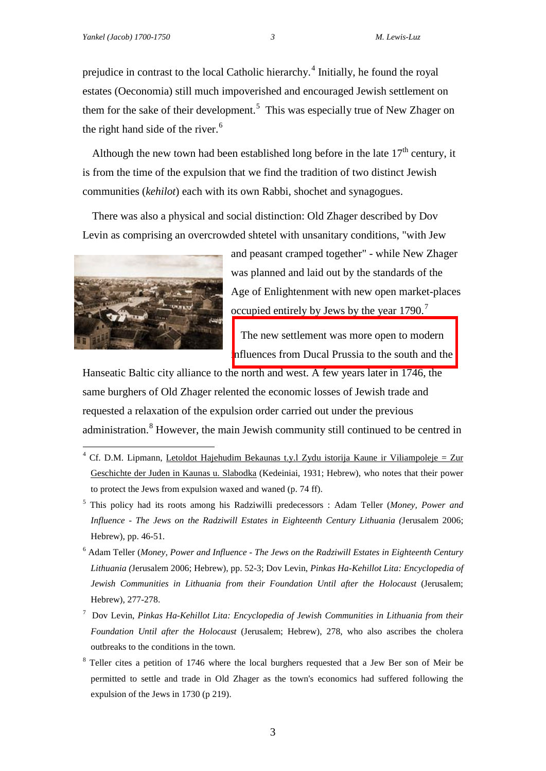prejudice in contrast to the local Catholic hierarchy.[4] Initially, he found the royal estates (Oeconomia) still much impoverished and encouraged Jewish settlement on them for the sake of their development.[5] This was especially true of New Zhager on the right hand side of the river.[6]

Although the new town had been established long before in the late 17th century, it is from the time of the expulsion that we find the tradition of two distinct Jewish communities (*kehilot*) each with its own Rabbi, shochet and synagogues.

There was also a physical and social distinction: Old Zhager described by Dov Levin as comprising an overcrowded shtetel with unsanitary conditions, "with Jew and peasant cramped together" - while New Zhager was planned and laid out by the standards of the Age of Enlightenment with new open market-places occupied entirely by Jews by the year 1790.[7]

The new settlement was more open to modern influences from Ducal Prussia to the south and the Hanseatic Baltic city alliance to the north and west. A few years later in 1746, the same burghers of Old Zhager relented the economic losses of Jewish trade and requested a relaxation of the expulsion order carried out under the previous administration.[8] However, the main Jewish community still continued to be centred in

---

[4] Cf. D.M. Lipmann, Letoldot Hajehudim Bekaunas t.y.l Zydu istorija Kaune ir Viliampoleje = Zur Geschichte der Juden in Kaunas u. Slabodka (Kedeiniai, 1931; Hebrew), who notes that their power to protect the Jews from expulsion waxed and waned (p. 74 ff).

[5] This policy had its roots among his Radziwilli predecessors : Adam Teller (*Money, Power and Influence - The Jews on the Radziwill Estates in Eighteenth Century Lithuania (*Jerusalem 2006; Hebrew), pp. 46-51.

[6] Adam Teller (*Money, Power and Influence - The Jews on the Radziwill Estates in Eighteenth Century Lithuania (*Jerusalem 2006; Hebrew), pp. 52-3; Dov Levin, *Pinkas Ha-Kehillot Lita: Encyclopedia of Jewish Communities in Lithuania from their Foundation Until after the Holocaust* (Jerusalem; Hebrew), 277-278.

[7] Dov Levin, *Pinkas Ha-Kehillot Lita: Encyclopedia of Jewish Communities in Lithuania from their Foundation Until after the Holocaust* (Jerusalem; Hebrew), 278, who also ascribes the cholera outbreaks to the conditions in the town.

[8] Teller cites a petition of 1746 where the local burghers requested that a Jew Ber son of Meir be permitted to settle and trade in Old Zhager as the town's economics had suffered following the expulsion of the Jews in 1730 (p 219).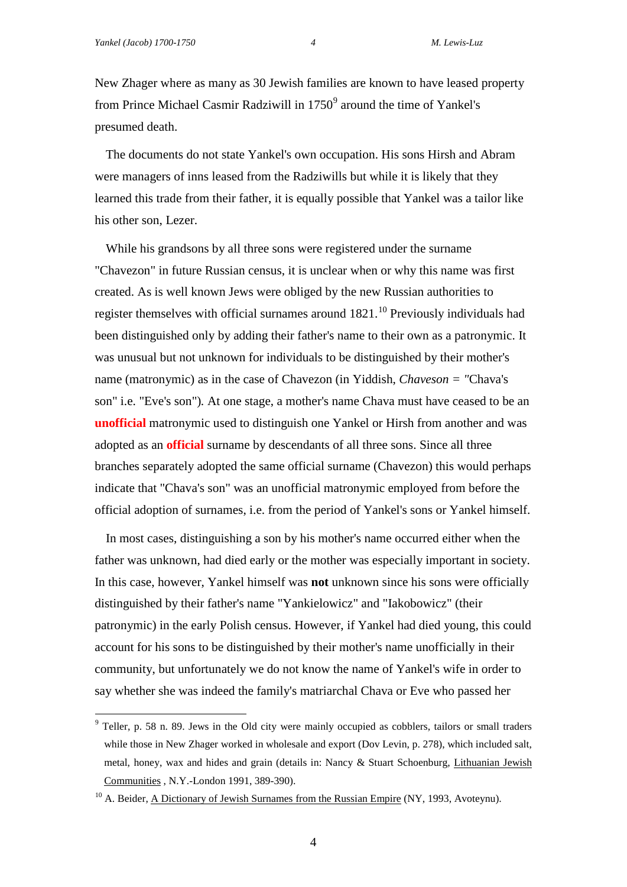New Zhager where as many as 30 Jewish families are known to have leased property from Prince Michael Casmir Radziwill in 1750[9] around the time of Yankel's presumed death.

The documents do not state Yankel's own occupation. His sons Hirsh and Abram were managers of inns leased from the Radziwills but while it is likely that they learned this trade from their father, it is equally possible that Yankel was a tailor like his other son, Lezer.

While his grandsons by all three sons were registered under the surname "Chavezon" in future Russian census, it is unclear when or why this name was first created. As is well known Jews were obliged by the new Russian authorities to register themselves with official surnames around 1821.[10] Previously individuals had been distinguished only by adding their father's name to their own as a patronymic. It was unusual but not unknown for individuals to be distinguished by their mother's name (matronymic) as in the case of Chavezon (in Yiddish, *Chaveson = "*Chava's son" i.e. "Eve's son"). At one stage, a mother's name Chava must have ceased to be an **unofficial** matronymic used to distinguish one Yankel or Hirsh from another and was adopted as an **official** surname by descendants of all three sons. Since all three branches separately adopted the same official surname (Chavezon) this would perhaps indicate that "Chava's son" was an unofficial matronymic employed from before the official adoption of surnames, i.e. from the period of Yankel's sons or Yankel himself.

In most cases, distinguishing a son by his mother's name occurred either when the father was unknown, had died early or the mother was especially important in society. In this case, however, Yankel himself was **not** unknown since his sons were officially distinguished by their father's name "Yankielowicz" and "Iakobowicz" (their patronymic) in the early Polish census. However, if Yankel had died young, this could account for his sons to be distinguished by their mother's name unofficially in their community, but unfortunately we do not know the name of Yankel's wife in order to say whether she was indeed the family's matriarchal Chava or Eve who passed her

---

[9] Teller, p. 58 n. 89. Jews in the Old city were mainly occupied as cobblers, tailors or small traders while those in New Zhager worked in wholesale and export (Dov Levin, p. 278), which included salt, metal, honey, wax and hides and grain (details in: Nancy & Stuart Schoenburg, Lithuanian Jewish Communities , N.Y.-London 1991, 389-390).

[10] A. Beider, A Dictionary of Jewish Surnames from the Russian Empire (NY, 1993, Avoteynu).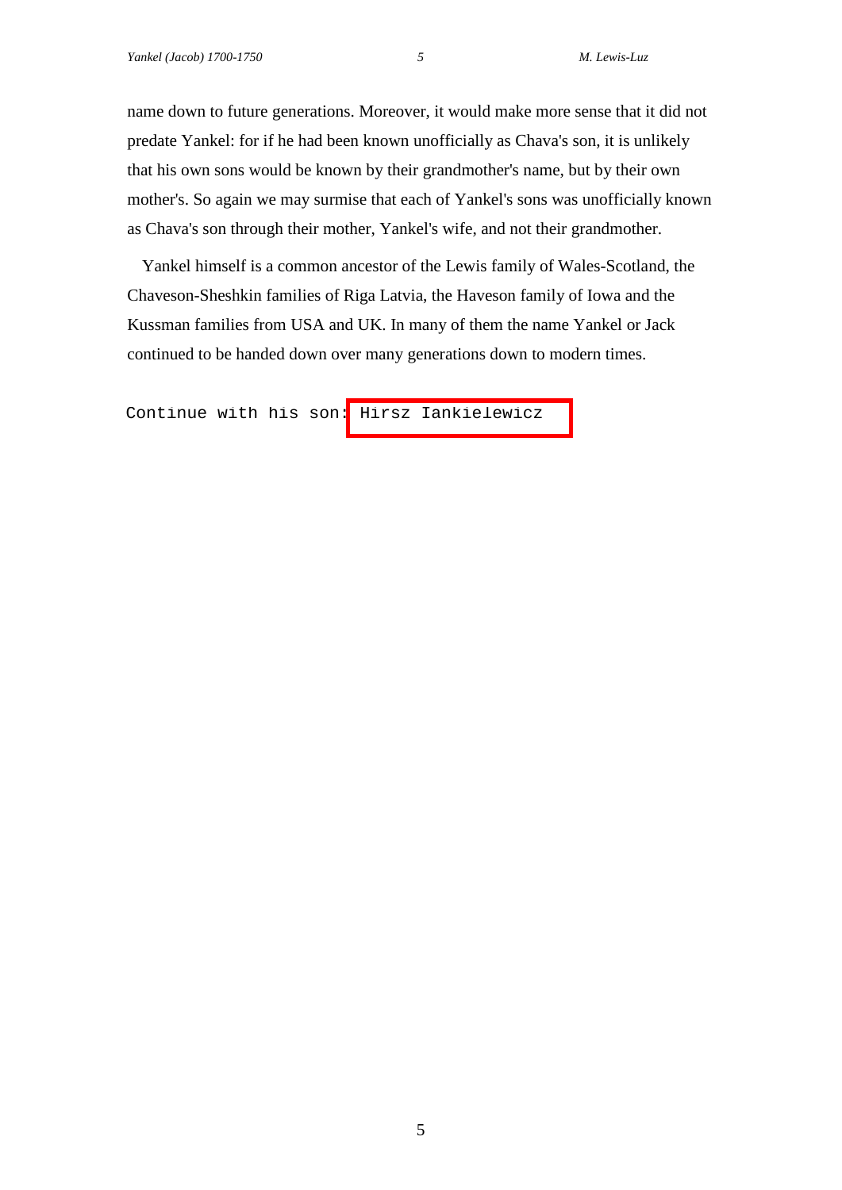name down to future generations. Moreover, it would make more sense that it did not predate Yankel: for if he had been known unofficially as Chava's son, it is unlikely that his own sons would be known by their grandmother's name, but by their own mother's. So again we may surmise that each of Yankel's sons was unofficially known as Chava's son through their mother, Yankel's wife, and not their grandmother.

Yankel himself is a common ancestor of the Lewis family of Wales-Scotland, the Chaveson-Sheshkin families of Riga Latvia, the Haveson family of Iowa and the Kussman families from USA and UK. In many of them the name Yankel or Jack continued to be handed down over many generations down to modern times.

Continue with his son: Hirsz Iankielewicz